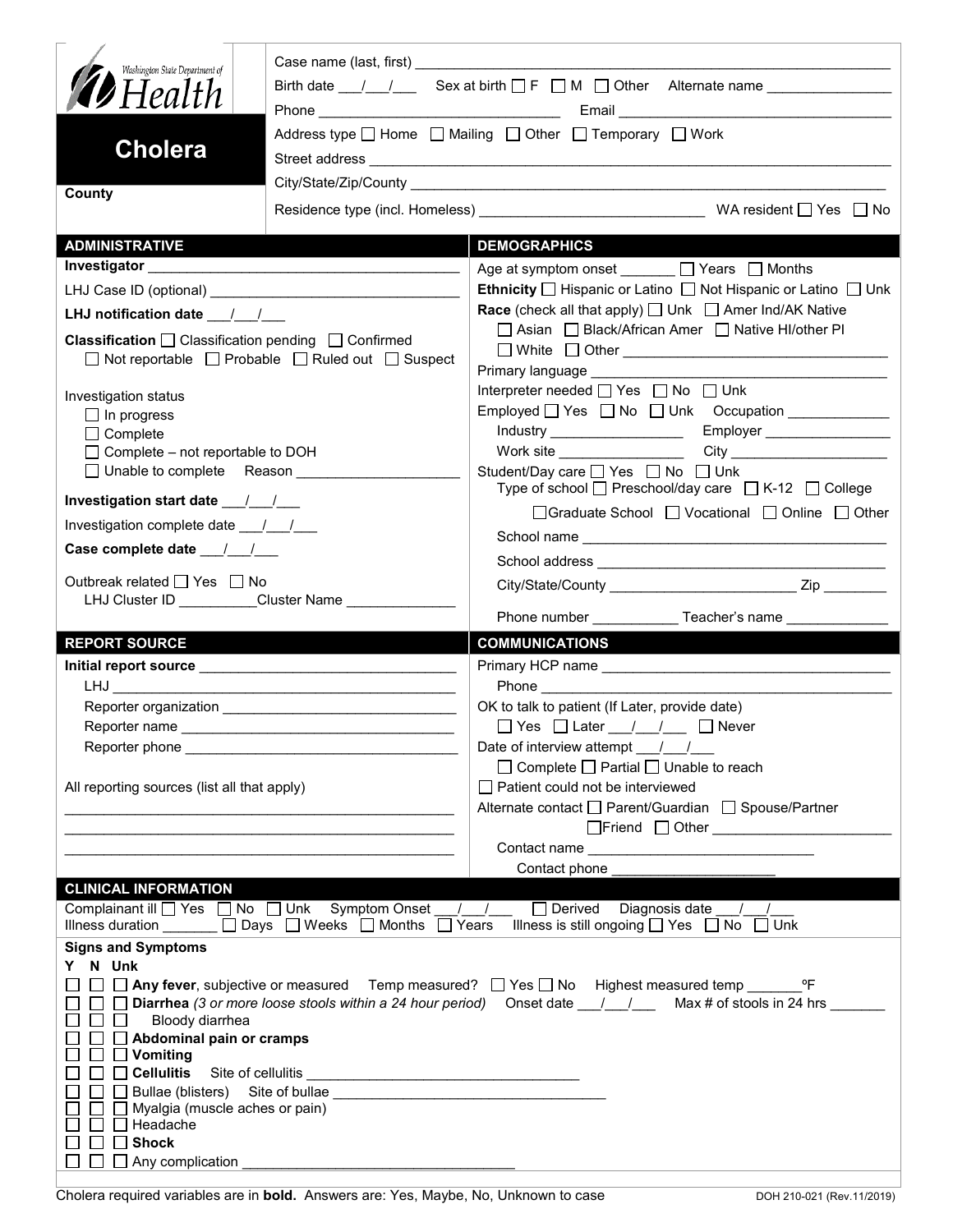Washington State Department of Health

# Cholera

**County**

Case name (last, first) ___________________________________________

Birth date ___/___/___ Sex at birth ☐ F ☐ M ☐ Other Alternate name ________________

Phone ________________________________ Email ____________________________________

Address type ☐ Home ☐ Mailing ☐ Other ☐ Temporary ☐ Work

Street address ___________________________________________

City/State/Zip/County ___________________________________________

Residence type (incl. Homeless) ____________________________ WA resident ☐ Yes ☐ No

## ADMINISTRATIVE

**Investigator** ________________________________________

LHJ Case ID (optional) _________________________________

**LHJ notification date** ___/___/___

**Classification** ☐ Classification pending ☐ Confirmed ☐ Not reportable ☐ Probable ☐ Ruled out ☐ Suspect

Investigation status
- ☐ In progress
- ☐ Complete
- ☐ Complete – not reportable to DOH
- ☐ Unable to complete Reason _____________________

**Investigation start date** ___/___/___

Investigation complete date ___/___/___

**Case complete date** ___/___/___

Outbreak related ☐ Yes ☐ No

LHJ Cluster ID __________ Cluster Name ______________

## DEMOGRAPHICS

Age at symptom onset _______ ☐ Years ☐ Months

**Ethnicity** ☐ Hispanic or Latino ☐ Not Hispanic or Latino ☐ Unk

**Race** (check all that apply) ☐ Unk ☐ Amer Ind/AK Native ☐ Asian ☐ Black/African Amer ☐ Native HI/other PI ☐ White ☐ Other ________________________________

Primary language ________________________________

Interpreter needed ☐ Yes ☐ No ☐ Unk

Employed ☐ Yes ☐ No ☐ Unk Occupation _____________

Industry _________________ Employer ________________

Work site ________________ City ____________________

Student/Day care ☐ Yes ☐ No ☐ Unk

Type of school ☐ Preschool/day care ☐ K-12 ☐ College ☐ Graduate School ☐ Vocational ☐ Online ☐ Other

School name ________________________________________

School address ______________________________________

City/State/County _______________________ Zip ________

Phone number ___________ Teacher's name _____________

## REPORT SOURCE

**Initial report source** _________________________________

LHJ _______________________________________________

Reporter organization _______________________________

Reporter name ___________________________________

Reporter phone ___________________________________

All reporting sources (list all that apply)

___________________________________________________

___________________________________________________

___________________________________________________

## COMMUNICATIONS

Primary HCP name ____________________________________

Phone ______________________________________________

OK to talk to patient (If Later, provide date) ☐ Yes ☐ Later ___/___/___ ☐ Never

Date of interview attempt ___/___/___

☐ Complete ☐ Partial ☐ Unable to reach

☐ Patient could not be interviewed

Alternate contact ☐ Parent/Guardian ☐ Spouse/Partner ☐ Friend ☐ Other ______________________

Contact name ______________________________

Contact phone _____________________

## CLINICAL INFORMATION

Complainant ill ☐ Yes ☐ No ☐ Unk Symptom Onset ___/___/___ ☐ Derived Diagnosis date ___/___/___

Illness duration _______ ☐ Days ☐ Weeks ☐ Months ☐ Years Illness is still ongoing ☐ Yes ☐ No ☐ Unk

**Signs and Symptoms**

Y N Unk

- ☐ ☐ ☐ **Any fever**, subjective or measured Temp measured? ☐ Yes ☐ No Highest measured temp _______ºF
- ☐ ☐ ☐ **Diarrhea** *(3 or more loose stools within a 24 hour period)* Onset date ___/___/___ Max # of stools in 24 hrs _______
- ☐ ☐ ☐ Bloody diarrhea
- ☐ ☐ ☐ **Abdominal pain or cramps**
- ☐ ☐ ☐ **Vomiting**
- ☐ ☐ ☐ **Cellulitis** Site of cellulitis ___________________________________
- ☐ ☐ ☐ Bullae (blisters) Site of bullae ___________________________________
- ☐ ☐ ☐ Myalgia (muscle aches or pain)
- ☐ ☐ ☐ Headache
- ☐ ☐ ☐ **Shock**
- ☐ ☐ ☐ Any complication ___________________________________

Cholera required variables are in **bold**. Answers are: Yes, Maybe, No, Unknown to case

DOH 210-021 (Rev.11/2019)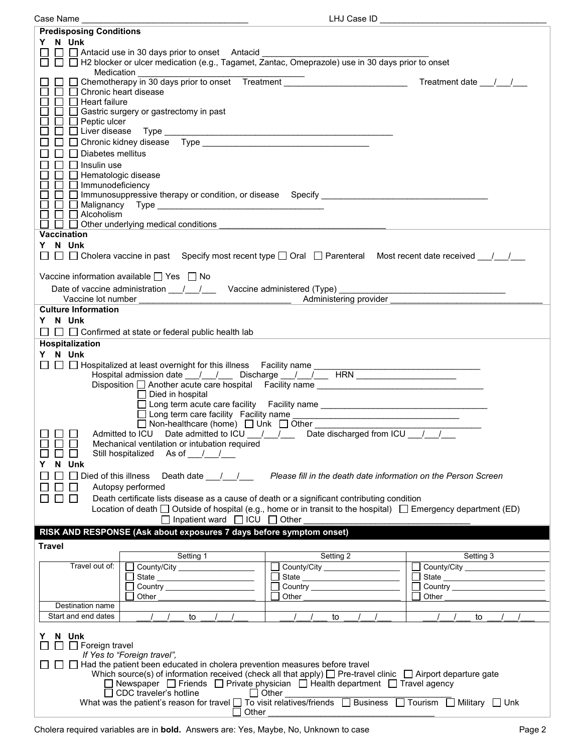Case Name ________________________________ LHJ Case ID ________________________________

**Predisposing Conditions**

**Y N Unk**

☐ ☐ ☐ Antacid use in 30 days prior to onset  Antacid ________________________________

☐ ☐ ☐ H2 blocker or ulcer medication (e.g., Tagamet, Zantac, Omeprazole) use in 30 days prior to onset
  Medication ________________________________

☐ ☐ ☐ Chemotherapy in 30 days prior to onset  Treatment ________________________  Treatment date ___/___/___

☐ ☐ ☐ Chronic heart disease

☐ ☐ ☐ Heart failure

☐ ☐ ☐ Gastric surgery or gastrectomy in past

☐ ☐ ☐ Peptic ulcer

☐ ☐ ☐ Liver disease  Type ________________________________________________

☐ ☐ ☐ Chronic kidney disease  Type ________________________________

☐ ☐ ☐ Diabetes mellitus

☐ ☐ ☐ Insulin use

☐ ☐ ☐ Hematologic disease

☐ ☐ ☐ Immunodeficiency

☐ ☐ ☐ Immunosuppressive therapy or condition, or disease  Specify ________________________________

☐ ☐ ☐ Malignancy  Type ________________________________

☐ ☐ ☐ Alcoholism

☐ ☐ ☐ Other underlying medical conditions ________________________________

**Vaccination**

**Y N Unk**

☐ ☐ ☐ Cholera vaccine in past  Specify most recent type ☐ Oral ☐ Parenteral  Most recent date received ___/___/___

Vaccine information available ☐ Yes ☐ No

Date of vaccine administration ___/___/___  Vaccine administered (Type) ________________________________

Vaccine lot number ____________________________  Administering provider ____________________________

**Culture Information**

**Y N Unk**

☐ ☐ ☐ Confirmed at state or federal public health lab

**Hospitalization**

**Y N Unk**

☐ ☐ ☐ Hospitalized at least overnight for this illness  Facility name ________________________________

  Hospital admission date ___/___/___  Discharge ___/___/___  HRN ____________________

  Disposition ☐ Another acute care hospital  Facility name ________________________________

  ☐ Died in hospital

  ☐ Long term acute care facility  Facility name ________________________________

  ☐ Long term care facility  Facility name ________________________________

  ☐ Non-healthcare (home) ☐ Unk ☐ Other ________________________________

☐ ☐ ☐ Admitted to ICU  Date admitted to ICU ___/___/___  Date discharged from ICU ___/___/___

☐ ☐ ☐ Mechanical ventilation or intubation required

☐ ☐ ☐ Still hospitalized  As of ___/___/___

**Y N Unk**

☐ ☐ ☐ Died of this illness  Death date ___/___/___  *Please fill in the death date information on the Person Screen*

☐ ☐ ☐ Autopsy performed

☐ ☐ ☐ Death certificate lists disease as a cause of death or a significant contributing condition

  Location of death ☐ Outside of hospital (e.g., home or in transit to the hospital) ☐ Emergency department (ED)
  ☐ Inpatient ward ☐ ICU ☐ Other ________________________________

## RISK AND RESPONSE (Ask about exposures 7 days before symptom onset)

**Travel**

| | Setting 1 | Setting 2 | Setting 3 |
|---|---|---|---|
| Travel out of: | ☐ County/City ________ ☐ State ________ ☐ Country ________ ☐ Other ________ | ☐ County/City ________ ☐ State ________ ☐ Country ________ ☐ Other ________ | ☐ County/City ________ ☐ State ________ ☐ Country ________ ☐ Other ________ |
| Destination name | | | |
| Start and end dates | ___/___/___ to ___/___/___ | ___/___/___ to ___/___/___ | ___/___/___ to ___/___/___ |

**Y N Unk**

☐ ☐ ☐ Foreign travel

*If Yes to "Foreign travel",*

☐ ☐ ☐ Had the patient been educated in cholera prevention measures before travel

  Which source(s) of information received (check all that apply) ☐ Pre-travel clinic ☐ Airport departure gate
  ☐ Newspaper ☐ Friends ☐ Private physician ☐ Health department ☐ Travel agency
  ☐ CDC traveler's hotline  ☐ Other ________________________________

  What was the patient's reason for travel ☐ To visit relatives/friends ☐ Business ☐ Tourism ☐ Military ☐ Unk
  ☐ Other ________________________________

Cholera required variables are in **bold.** Answers are: Yes, Maybe, No, Unknown to case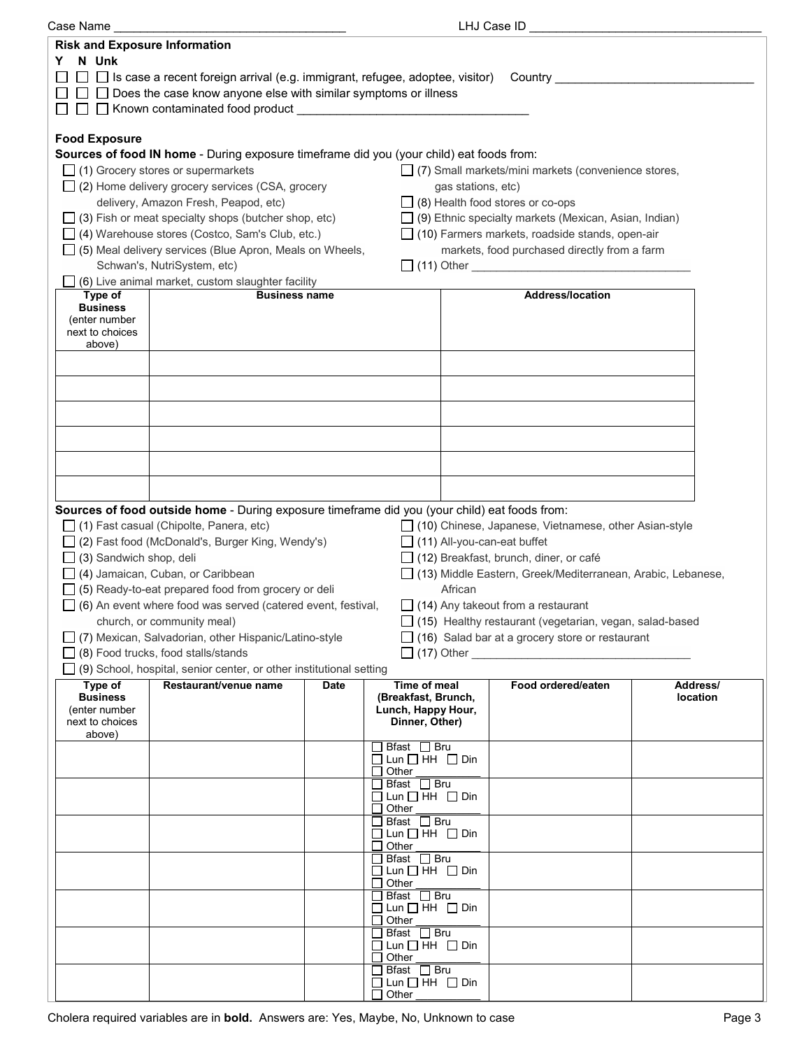Case Name ___________________________________ LHJ Case ID ___________________________________

**Risk and Exposure Information**

**Y N Unk**

☐ ☐ ☐ Is case a recent foreign arrival (e.g. immigrant, refugee, adoptee, visitor) Country ______________________________

☐ ☐ ☐ Does the case know anyone else with similar symptoms or illness

☐ ☐ ☐ Known contaminated food product ___________________________________

**Food Exposure**

**Sources of food IN home** - During exposure timeframe did you (your child) eat foods from:

- ☐ (1) Grocery stores or supermarkets
- ☐ (2) Home delivery grocery services (CSA, grocery delivery, Amazon Fresh, Peapod, etc)
- ☐ (3) Fish or meat specialty shops (butcher shop, etc)
- ☐ (4) Warehouse stores (Costco, Sam's Club, etc.)
- ☐ (5) Meal delivery services (Blue Apron, Meals on Wheels, Schwan's, NutriSystem, etc)
- ☐ (6) Live animal market, custom slaughter facility
- ☐ (7) Small markets/mini markets (convenience stores, gas stations, etc)
- ☐ (8) Health food stores or co-ops
- ☐ (9) Ethnic specialty markets (Mexican, Asian, Indian)
- ☐ (10) Farmers markets, roadside stands, open-air markets, food purchased directly from a farm
- ☐ (11) Other ___________________________________

| Type of Business (enter number next to choices above) | Business name | Address/location |
|---|---|---|
| | | |
| | | |
| | | |
| | | |
| | | |
| | | |

**Sources of food outside home** - During exposure timeframe did you (your child) eat foods from:

- ☐ (1) Fast casual (Chipolte, Panera, etc)
- ☐ (2) Fast food (McDonald's, Burger King, Wendy's)
- ☐ (3) Sandwich shop, deli
- ☐ (4) Jamaican, Cuban, or Caribbean
- ☐ (5) Ready-to-eat prepared food from grocery or deli
- ☐ (6) An event where food was served (catered event, festival, church, or community meal)
- ☐ (7) Mexican, Salvadorian, other Hispanic/Latino-style
- ☐ (8) Food trucks, food stalls/stands
- ☐ (9) School, hospital, senior center, or other institutional setting
- ☐ (10) Chinese, Japanese, Vietnamese, other Asian-style
- ☐ (11) All-you-can-eat buffet
- ☐ (12) Breakfast, brunch, diner, or café
- ☐ (13) Middle Eastern, Greek/Mediterranean, Arabic, Lebanese, African
- ☐ (14) Any takeout from a restaurant
- ☐ (15) Healthy restaurant (vegetarian, vegan, salad-based
- ☐ (16) Salad bar at a grocery store or restaurant
- ☐ (17) Other ___________________________________

| Type of Business (enter number next to choices above) | Restaurant/venue name | Date | Time of meal (Breakfast, Brunch, Lunch, Happy Hour, Dinner, Other) | Food ordered/eaten | Address/ location |
|---|---|---|---|---|---|
| | | | ☐ Bfast ☐ Bru ☐ Lun ☐ HH ☐ Din ☐ Other ______ | | |
| | | | ☐ Bfast ☐ Bru ☐ Lun ☐ HH ☐ Din ☐ Other ______ | | |
| | | | ☐ Bfast ☐ Bru ☐ Lun ☐ HH ☐ Din ☐ Other ______ | | |
| | | | ☐ Bfast ☐ Bru ☐ Lun ☐ HH ☐ Din ☐ Other ______ | | |
| | | | ☐ Bfast ☐ Bru ☐ Lun ☐ HH ☐ Din ☐ Other ______ | | |
| | | | ☐ Bfast ☐ Bru ☐ Lun ☐ HH ☐ Din ☐ Other ______ | | |
| | | | ☐ Bfast ☐ Bru ☐ Lun ☐ HH ☐ Din ☐ Other ______ | | |

Cholera required variables are in **bold.** Answers are: Yes, Maybe, No, Unknown to case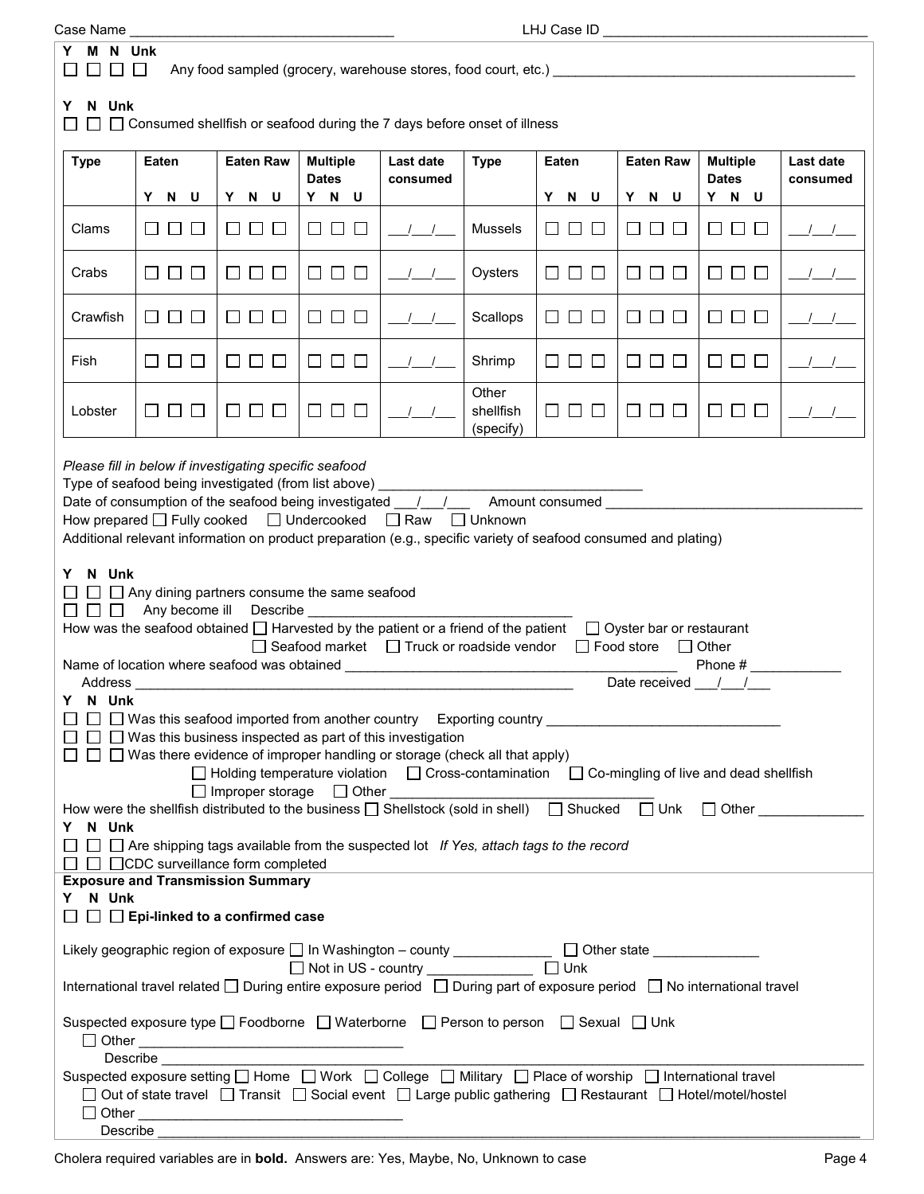Case Name ______________________ LHJ Case ID ______________________

Y M N Unk
☐ ☐ ☐ ☐ Any food sampled (grocery, warehouse stores, food court, etc.) ______________________

Y N Unk
☐ ☐ ☐ Consumed shellfish or seafood during the 7 days before onset of illness

| Type | Eaten<br>Y N U | Eaten Raw<br>Y N U | Multiple Dates<br>Y N U | Last date consumed | Type | Eaten<br>Y N U | Eaten Raw<br>Y N U | Multiple Dates<br>Y N U | Last date consumed |
|---|---|---|---|---|---|---|---|---|---|
| Clams | ☐ ☐ ☐ | ☐ ☐ ☐ | ☐ ☐ ☐ | ___/___/___ | Mussels | ☐ ☐ ☐ | ☐ ☐ ☐ | ☐ ☐ ☐ | ___/___/___ |
| Crabs | ☐ ☐ ☐ | ☐ ☐ ☐ | ☐ ☐ ☐ | ___/___/___ | Oysters | ☐ ☐ ☐ | ☐ ☐ ☐ | ☐ ☐ ☐ | ___/___/___ |
| Crawfish | ☐ ☐ ☐ | ☐ ☐ ☐ | ☐ ☐ ☐ | ___/___/___ | Scallops | ☐ ☐ ☐ | ☐ ☐ ☐ | ☐ ☐ ☐ | ___/___/___ |
| Fish | ☐ ☐ ☐ | ☐ ☐ ☐ | ☐ ☐ ☐ | ___/___/___ | Shrimp | ☐ ☐ ☐ | ☐ ☐ ☐ | ☐ ☐ ☐ | ___/___/___ |
| Lobster | ☐ ☐ ☐ | ☐ ☐ ☐ | ☐ ☐ ☐ | ___/___/___ | Other shellfish (specify) | ☐ ☐ ☐ | ☐ ☐ ☐ | ☐ ☐ ☐ | ___/___/___ |

*Please fill in below if investigating specific seafood*

Type of seafood being investigated (from list above) ______________________

Date of consumption of the seafood being investigated ___/___/___ Amount consumed ______________________

How prepared ☐ Fully cooked ☐ Undercooked ☐ Raw ☐ Unknown

Additional relevant information on product preparation (e.g., specific variety of seafood consumed and plating)

Y N Unk
☐ ☐ ☐ Any dining partners consume the same seafood
☐ ☐ ☐ Any become ill Describe ______________________

How was the seafood obtained ☐ Harvested by the patient or a friend of the patient ☐ Oyster bar or restaurant
☐ Seafood market ☐ Truck or roadside vendor ☐ Food store ☐ Other

Name of location where seafood was obtained ______________________ Phone # ____________

Address ______________________ Date received ___/___/___

Y N Unk
☐ ☐ ☐ Was this seafood imported from another country Exporting country ______________________
☐ ☐ ☐ Was this business inspected as part of this investigation
☐ ☐ ☐ Was there evidence of improper handling or storage (check all that apply)
☐ Holding temperature violation ☐ Cross-contamination ☐ Co-mingling of live and dead shellfish
☐ Improper storage ☐ Other ______________________

How were the shellfish distributed to the business ☐ Shellstock (sold in shell) ☐ Shucked ☐ Unk ☐ Other ____________

Y N Unk
☐ ☐ ☐ Are shipping tags available from the suspected lot *If Yes, attach tags to the record*
☐ ☐ ☐ CDC surveillance form completed

**Exposure and Transmission Summary**

Y N Unk
☐ ☐ ☐ **Epi-linked to a confirmed case**

Likely geographic region of exposure ☐ In Washington – county ____________ ☐ Other state ____________
☐ Not in US - country ____________ ☐ Unk

International travel related ☐ During entire exposure period ☐ During part of exposure period ☐ No international travel

Suspected exposure type ☐ Foodborne ☐ Waterborne ☐ Person to person ☐ Sexual ☐ Unk
☐ Other ______________________
Describe ______________________

Suspected exposure setting ☐ Home ☐ Work ☐ College ☐ Military ☐ Place of worship ☐ International travel
☐ Out of state travel ☐ Transit ☐ Social event ☐ Large public gathering ☐ Restaurant ☐ Hotel/motel/hostel
☐ Other ______________________
Describe ______________________

Cholera required variables are in **bold**. Answers are: Yes, Maybe, No, Unknown to case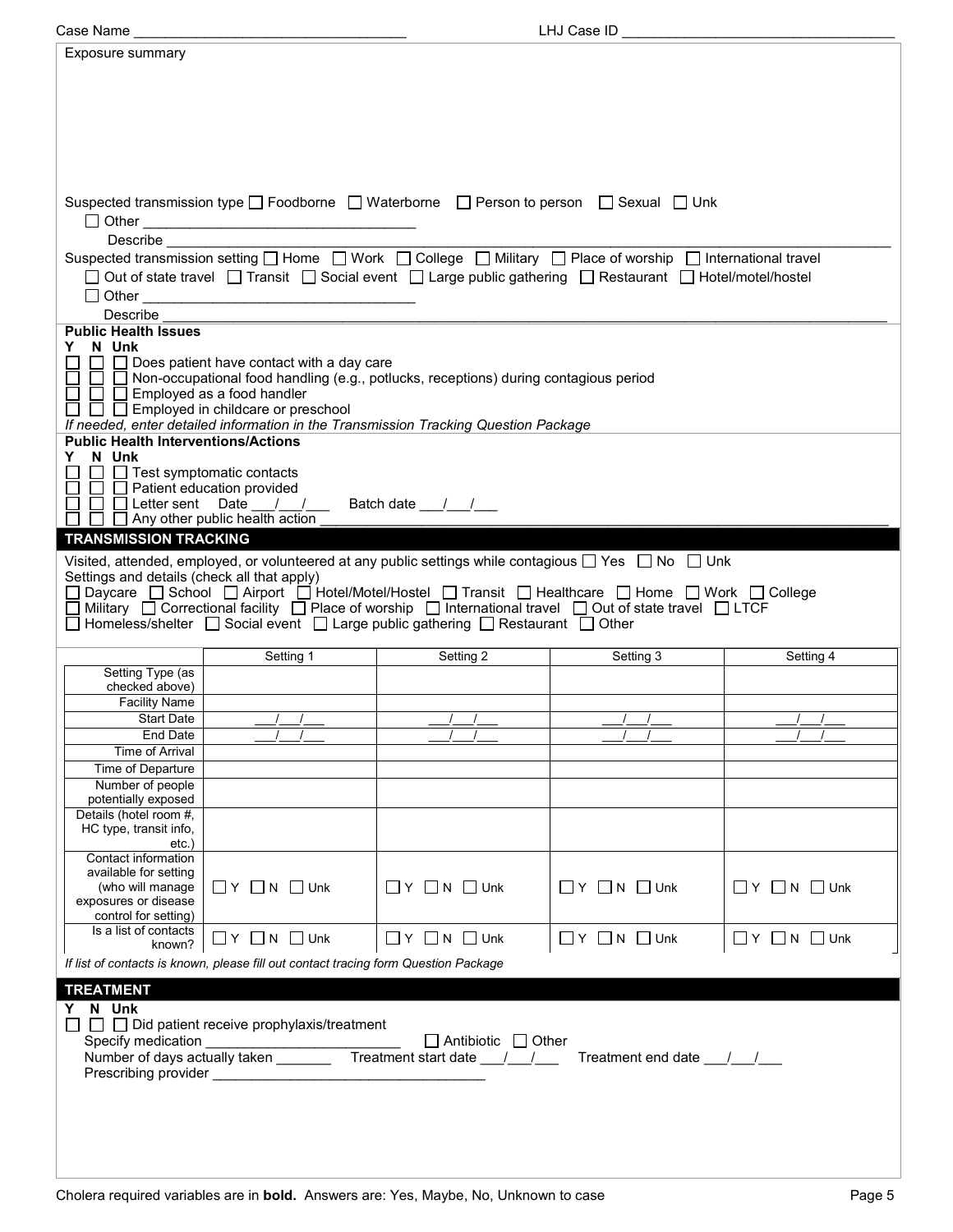Case Name ______________________________ LHJ Case ID ______________________________

Exposure summary

Suspected transmission type ☐ Foodborne ☐ Waterborne ☐ Person to person ☐ Sexual ☐ Unk
☐ Other ______________________________
Describe ______________________________

Suspected transmission setting ☐ Home ☐ Work ☐ College ☐ Military ☐ Place of worship ☐ International travel
☐ Out of state travel ☐ Transit ☐ Social event ☐ Large public gathering ☐ Restaurant ☐ Hotel/motel/hostel
☐ Other ______________________________
Describe ______________________________

**Public Health Issues**

**Y N Unk**

☐ ☐ ☐ Does patient have contact with a day care
☐ ☐ ☐ Non-occupational food handling (e.g., potlucks, receptions) during contagious period
☐ ☐ ☐ Employed as a food handler
☐ ☐ ☐ Employed in childcare or preschool

*If needed, enter detailed information in the Transmission Tracking Question Package*

**Public Health Interventions/Actions**

**Y N Unk**

☐ ☐ ☐ Test symptomatic contacts
☐ ☐ ☐ Patient education provided
☐ ☐ ☐ Letter sent Date ___/___/___ Batch date ___/___/___
☐ ☐ ☐ Any other public health action ______________________________

## TRANSMISSION TRACKING

Visited, attended, employed, or volunteered at any public settings while contagious ☐ Yes ☐ No ☐ Unk

Settings and details (check all that apply)
☐ Daycare ☐ School ☐ Airport ☐ Hotel/Motel/Hostel ☐ Transit ☐ Healthcare ☐ Home ☐ Work ☐ College
☐ Military ☐ Correctional facility ☐ Place of worship ☐ International travel ☐ Out of state travel ☐ LTCF
☐ Homeless/shelter ☐ Social event ☐ Large public gathering ☐ Restaurant ☐ Other

| | Setting 1 | Setting 2 | Setting 3 | Setting 4 |
|---|---|---|---|---|
| Setting Type (as checked above) | | | | |
| Facility Name | | | | |
| Start Date | ___/___/___ | ___/___/___ | ___/___/___ | ___/___/___ |
| End Date | ___/___/___ | ___/___/___ | ___/___/___ | ___/___/___ |
| Time of Arrival | | | | |
| Time of Departure | | | | |
| Number of people potentially exposed | | | | |
| Details (hotel room #, HC type, transit info, etc.) | | | | |
| Contact information available for setting (who will manage exposures or disease control for setting) | ☐ Y ☐ N ☐ Unk | ☐ Y ☐ N ☐ Unk | ☐ Y ☐ N ☐ Unk | ☐ Y ☐ N ☐ Unk |
| Is a list of contacts known? | ☐ Y ☐ N ☐ Unk | ☐ Y ☐ N ☐ Unk | ☐ Y ☐ N ☐ Unk | ☐ Y ☐ N ☐ Unk |

*If list of contacts is known, please fill out contact tracing form Question Package*

## TREATMENT

**Y N Unk**

☐ ☐ ☐ Did patient receive prophylaxis/treatment
Specify medication ______________________ ☐ Antibiotic ☐ Other
Number of days actually taken _______ Treatment start date ___/___/___ Treatment end date ___/___/___
Prescribing provider ______________________________

Cholera required variables are in **bold**. Answers are: Yes, Maybe, No, Unknown to case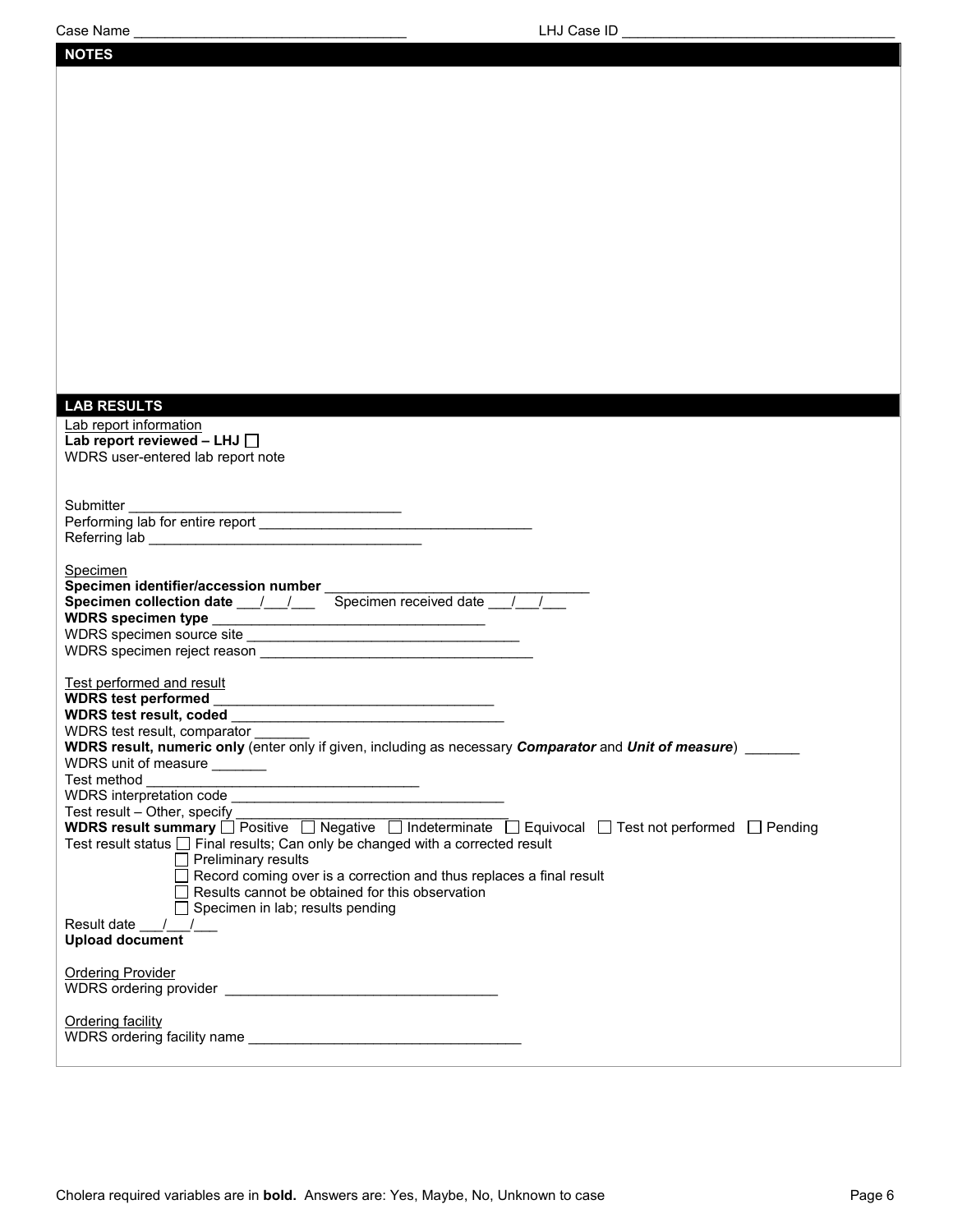Case Name ___________________________________ LHJ Case ID ___________________________________

## NOTES

## LAB RESULTS

Lab report information

**Lab report reviewed – LHJ** ☐

WDRS user-entered lab report note

Submitter ___________________________________

Performing lab for entire report ___________________________________

Referring lab ___________________________________

Specimen

**Specimen identifier/accession number** ___________________________________

**Specimen collection date** ___/___/___ Specimen received date ___/___/___

**WDRS specimen type** ___________________________________

WDRS specimen source site ___________________________________

WDRS specimen reject reason ___________________________________

Test performed and result

**WDRS test performed** ___________________________________

**WDRS test result, coded** ___________________________________

WDRS test result, comparator _______

**WDRS result, numeric only** (enter only if given, including as necessary ***Comparator*** and ***Unit of measure***) _______

WDRS unit of measure _______

Test method ___________________________________

WDRS interpretation code ___________________________________

Test result – Other, specify ___________________________________

**WDRS result summary** ☐ Positive ☐ Negative ☐ Indeterminate ☐ Equivocal ☐ Test not performed ☐ Pending

Test result status ☐ Final results; Can only be changed with a corrected result
☐ Preliminary results
☐ Record coming over is a correction and thus replaces a final result
☐ Results cannot be obtained for this observation
☐ Specimen in lab; results pending

Result date ___/___/___

**Upload document**

Ordering Provider

WDRS ordering provider ___________________________________

Ordering facility

WDRS ordering facility name ___________________________________

Cholera required variables are in **bold.** Answers are: Yes, Maybe, No, Unknown to case